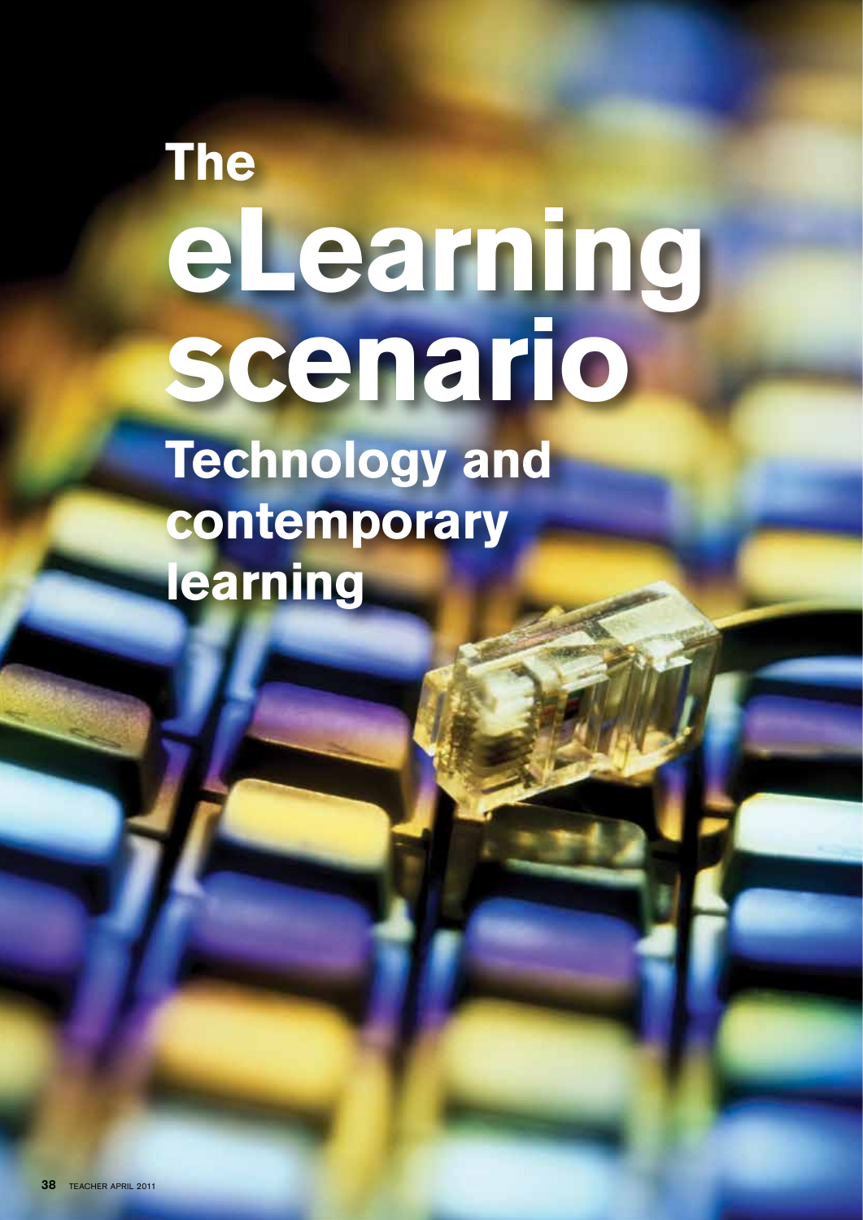# The eLearning scenario

## Technology and contemporary learning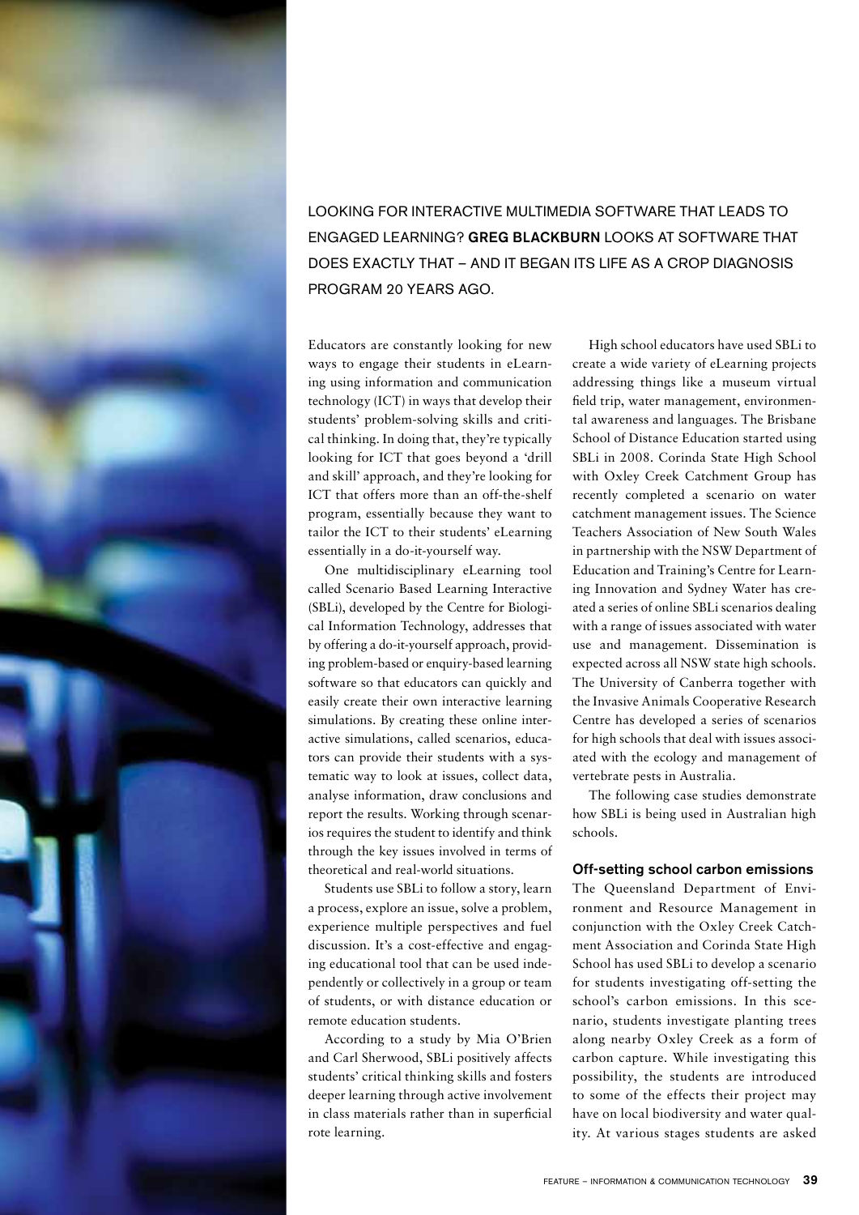LOOKING FOR INTERACTIVE MULTIMEDIA SOFTWARE THAT LEADS TO ENGAGED LEARNING? **GREG BLACKBURN** LOOKS AT SOFTWARE THAT DOES EXACTLY THAT – AND IT BEGAN ITS LIFE AS A CROP DIAGNOSIS PROGRAM 20 YEARS AGO.

Educators are constantly looking for new ways to engage their students in eLearning using information and communication technology (ICT) in ways that develop their students' problem-solving skills and critical thinking. In doing that, they're typically looking for ICT that goes beyond a 'drill and skill' approach, and they're looking for ICT that offers more than an off-the-shelf program, essentially because they want to tailor the ICT to their students' eLearning essentially in a do-it-yourself way.

One multidisciplinary eLearning tool called Scenario Based Learning Interactive (SBLi), developed by the Centre for Biological Information Technology, addresses that by offering a do-it-yourself approach, providing problem-based or enquiry-based learning software so that educators can quickly and easily create their own interactive learning simulations. By creating these online interactive simulations, called scenarios, educators can provide their students with a systematic way to look at issues, collect data, analyse information, draw conclusions and report the results. Working through scenarios requires the student to identify and think through the key issues involved in terms of theoretical and real-world situations.

Students use SBLi to follow a story, learn a process, explore an issue, solve a problem, experience multiple perspectives and fuel discussion. It's a cost-effective and engaging educational tool that can be used independently or collectively in a group or team of students, or with distance education or remote education students.

According to a study by Mia O'Brien and Carl Sherwood, SBLi positively affects students' critical thinking skills and fosters deeper learning through active involvement in class materials rather than in superficial rote learning.

High school educators have used SBLi to create a wide variety of eLearning projects addressing things like a museum virtual field trip, water management, environmental awareness and languages. The Brisbane School of Distance Education started using SBLi in 2008. Corinda State High School with Oxley Creek Catchment Group has recently completed a scenario on water catchment management issues. The Science Teachers Association of New South Wales in partnership with the NSW Department of Education and Training's Centre for Learning Innovation and Sydney Water has created a series of online SBLi scenarios dealing with a range of issues associated with water use and management. Dissemination is expected across all NSW state high schools. The University of Canberra together with the Invasive Animals Cooperative Research Centre has developed a series of scenarios for high schools that deal with issues associated with the ecology and management of vertebrate pests in Australia.

The following case studies demonstrate how SBLi is being used in Australian high schools.

### Off-setting school carbon emissions

The Queensland Department of Environment and Resource Management in conjunction with the Oxley Creek Catchment Association and Corinda State High School has used SBLi to develop a scenario for students investigating off-setting the school's carbon emissions. In this scenario, students investigate planting trees along nearby Oxley Creek as a form of carbon capture. While investigating this possibility, the students are introduced to some of the effects their project may have on local biodiversity and water quality. At various stages students are asked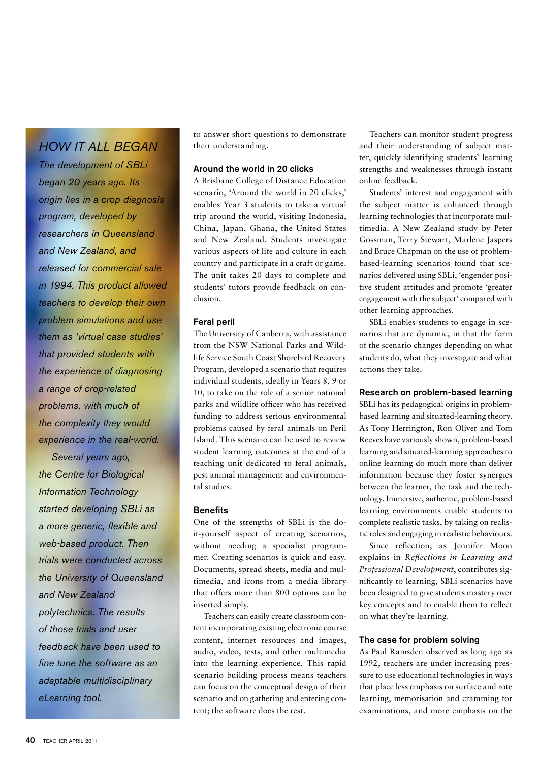## HOW IT ALL BEGAN

*The development of SBLi began 20 years ago. Its origin lies in a crop diagnosis program, developed by researchers in Queensland and New Zealand, and released for commercial sale in 1994. This product allowed teachers to develop their own problem simulations and use them as 'virtual case studies' that provided students with the experience of diagnosing a range of crop-related problems, with much of the complexity they would experience in the real-world.*

*Several years ago, the Centre for Biological Information Technology started developing SBLi as a more generic, flexible and web-based product. Then trials were conducted across the University of Queensland and New Zealand polytechnics. The results of those trials and user feedback have been used to fine tune the software as an adaptable multidisciplinary eLearning tool.*

to answer short questions to demonstrate their understanding.

### Around the world in 20 clicks

A Brisbane College of Distance Education scenario, 'Around the world in 20 clicks,' enables Year 3 students to take a virtual trip around the world, visiting Indonesia, China, Japan, Ghana, the United States and New Zealand. Students investigate various aspects of life and culture in each country and participate in a craft or game. The unit takes 20 days to complete and students' tutors provide feedback on conclusion.

### Feral peril

The University of Canberra, with assistance from the NSW National Parks and Wildlife Service South Coast Shorebird Recovery Program, developed a scenario that requires individual students, ideally in Years 8, 9 or 10, to take on the role of a senior national parks and wildlife officer who has received funding to address serious environmental problems caused by feral animals on Peril Island. This scenario can be used to review student learning outcomes at the end of a teaching unit dedicated to feral animals, pest animal management and environmental studies.

### Benefits

One of the strengths of SBLi is the do-it-yourself aspect of creating scenarios, without needing a specialist programmer. Creating scenarios is quick and easy. Documents, spread sheets, media and multimedia, and icons from a media library that offers more than 800 options can be inserted simply.

Teachers can easily create classroom content incorporating existing electronic course content, internet resources and images, audio, video, tests, and other multimedia into the learning experience. This rapid scenario building process means teachers can focus on the conceptual design of their scenario and on gathering and entering content; the software does the rest.

Teachers can monitor student progress and their understanding of subject matter, quickly identifying students' learning strengths and weaknesses through instant online feedback.

Students' interest and engagement with the subject matter is enhanced through learning technologies that incorporate multimedia. A New Zealand study by Peter Gossman, Terry Stewart, Marlene Jaspers and Bruce Chapman on the use of problem-based-learning scenarios found that scenarios delivered using SBLi, 'engender positive student attitudes and promote 'greater engagement with the subject' compared with other learning approaches.

SBLi enables students to engage in scenarios that are dynamic, in that the form of the scenario changes depending on what students do, what they investigate and what actions they take.

### Research on problem-based learning

SBLi has its pedagogical origins in problem-based learning and situated-learning theory. As Tony Herrington, Ron Oliver and Tom Reeves have variously shown, problem-based learning and situated-learning approaches to online learning do much more than deliver information because they foster synergies between the learner, the task and the technology. Immersive, authentic, problem-based learning environments enable students to complete realistic tasks, by taking on realistic roles and engaging in realistic behaviours.

Since reflection, as Jennifer Moon explains in *Reflections in Learning and Professional Development*, contributes significantly to learning, SBLi scenarios have been designed to give students mastery over key concepts and to enable them to reflect on what they're learning.

### The case for problem solving

As Paul Ramsden observed as long ago as 1992, teachers are under increasing pressure to use educational technologies in ways that place less emphasis on surface and rote learning, memorisation and cramming for examinations, and more emphasis on the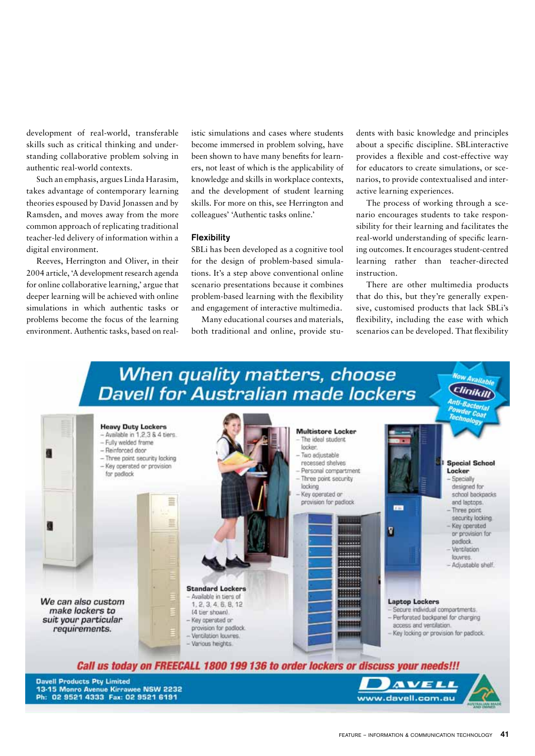development of real-world, transferable skills such as critical thinking and understanding collaborative problem solving in authentic real-world contexts.

Such an emphasis, argues Linda Harasim, takes advantage of contemporary learning theories espoused by David Jonassen and by Ramsden, and moves away from the more common approach of replicating traditional teacher-led delivery of information within a digital environment.

Reeves, Herrington and Oliver, in their 2004 article, 'A development research agenda for online collaborative learning,' argue that deeper learning will be achieved with online simulations in which authentic tasks or problems become the focus of the learning environment. Authentic tasks, based on realistic simulations and cases where students become immersed in problem solving, have been shown to have many benefits for learners, not least of which is the applicability of knowledge and skills in workplace contexts, and the development of student learning skills. For more on this, see Herrington and colleagues' 'Authentic tasks online.'

### Flexibility

SBLi has been developed as a cognitive tool for the design of problem-based simulations. It's a step above conventional online scenario presentations because it combines problem-based learning with the flexibility and engagement of interactive multimedia.

Many educational courses and materials, both traditional and online, provide students with basic knowledge and principles about a specific discipline. SBLinteractive provides a flexible and cost-effective way for educators to create simulations, or scenarios, to provide contextualised and interactive learning experiences.

The process of working through a scenario encourages students to take responsibility for their learning and facilitates the real-world understanding of specific learning outcomes. It encourages student-centred learning rather than teacher-directed instruction.

There are other multimedia products that do this, but they're generally expensive, customised products that lack SBLi's flexibility, including the ease with which scenarios can be developed. That flexibility

**When quality matters, choose Davell for Australian made lockers**

Now Available Clinikill Anti-Bacterial Powder Coat Technology

**Heavy Duty Lockers**
- Available in 1,2,3 & 4 tiers.
- Fully welded frame
- Reinforced door
- Three point security locking
- Key operated or provision for padlock

**Multistore Locker**
- The ideal student locker.
- Two adjustable recessed shelves
- Personal compartment
- Three point security locking
- Key operated or provision for padlock

**Special School Locker**
- Specially designed for school backpacks and laptops.
- Three point security locking.
- Key operated or provision for padlock.
- Ventilation louvres.
- Adjustable shelf.

*We can also custom make lockers to suit your particular requirements.*

**Standard Lockers**
- Available in tiers of 1, 2, 3, 4, 6, 8, 12 (4 tier shown).
- Key operated or provision for padlock.
- Ventilation louvres.
- Various heights.

**Laptop Lockers**
- Secure individual compartments.
- Perforated backpanel for charging access and ventilation.
- Key locking or provision for padlock.

**Call us today on FREECALL 1800 199 136 to order lockers or discuss your needs!!!**

**Davell Products Pty Limited**
**13-15 Monro Avenue Kirrawee NSW 2232**
**Ph: 02 9521 4333 Fax: 02 9521 6191**

DAVELL www.davell.com.au

AUSTRALIAN MADE AND OWNED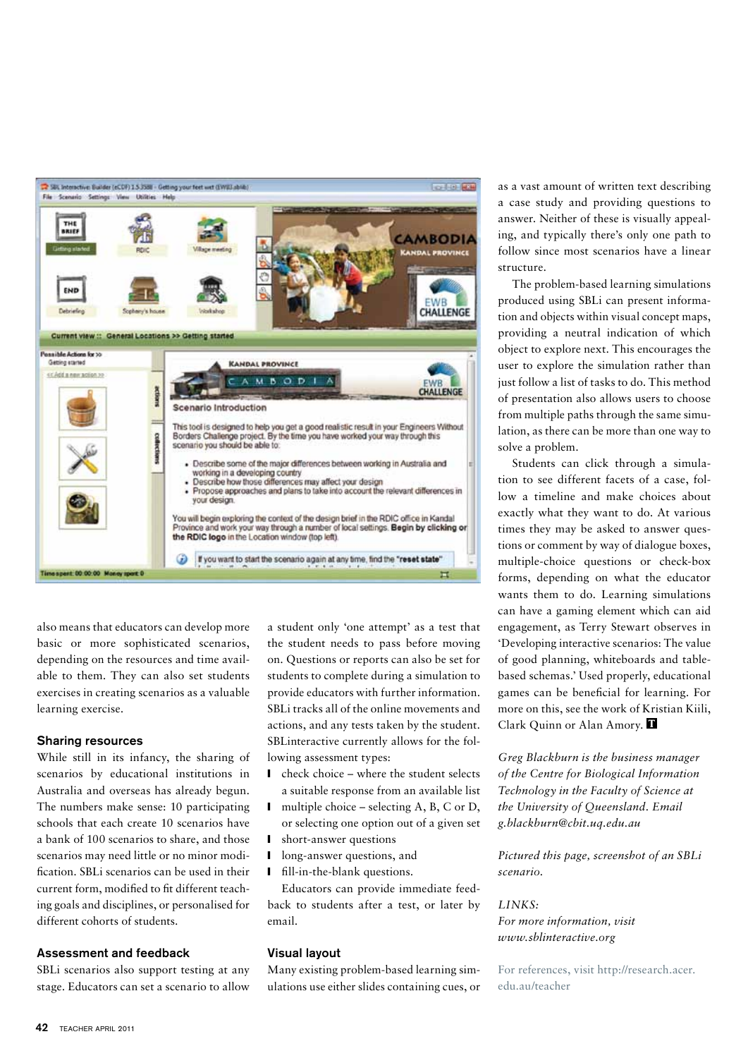also means that educators can develop more basic or more sophisticated scenarios, depending on the resources and time available to them. They can also set students exercises in creating scenarios as a valuable learning exercise.

### Sharing resources

While still in its infancy, the sharing of scenarios by educational institutions in Australia and overseas has already begun. The numbers make sense: 10 participating schools that each create 10 scenarios have a bank of 100 scenarios to share, and those scenarios may need little or no minor modification. SBLi scenarios can be used in their current form, modified to fit different teaching goals and disciplines, or personalised for different cohorts of students.

### Assessment and feedback

SBLi scenarios also support testing at any stage. Educators can set a scenario to allow a student only 'one attempt' as a test that the student needs to pass before moving on. Questions or reports can also be set for students to complete during a simulation to provide educators with further information. SBLi tracks all of the online movements and actions, and any tests taken by the student. SBLinteractive currently allows for the following assessment types:

- check choice – where the student selects a suitable response from an available list
- multiple choice – selecting A, B, C or D, or selecting one option out of a given set
- short-answer questions
- long-answer questions, and
- fill-in-the-blank questions.

Educators can provide immediate feedback to students after a test, or later by email.

### Visual layout

Many existing problem-based learning simulations use either slides containing cues, or as a vast amount of written text describing a case study and providing questions to answer. Neither of these is visually appealing, and typically there's only one path to follow since most scenarios have a linear structure.

The problem-based learning simulations produced using SBLi can present information and objects within visual concept maps, providing a neutral indication of which object to explore next. This encourages the user to explore the simulation rather than just follow a list of tasks to do. This method of presentation also allows users to choose from multiple paths through the same simulation, as there can be more than one way to solve a problem.

Students can click through a simulation to see different facets of a case, follow a timeline and make choices about exactly what they want to do. At various times they may be asked to answer questions or comment by way of dialogue boxes, multiple-choice questions or check-box forms, depending on what the educator wants them to do. Learning simulations can have a gaming element which can aid engagement, as Terry Stewart observes in 'Developing interactive scenarios: The value of good planning, whiteboards and table-based schemas.' Used properly, educational games can be beneficial for learning. For more on this, see the work of Kristian Kiili, Clark Quinn or Alan Amory.

*Greg Blackburn is the business manager of the Centre for Biological Information Technology in the Faculty of Science at the University of Queensland. Email g.blackburn@cbit.uq.edu.au*

*Pictured this page, screenshot of an SBLi scenario.*

*LINKS:*
*For more information, visit www.sblinteractive.org*

For references, visit http://research.acer.edu.au/teacher